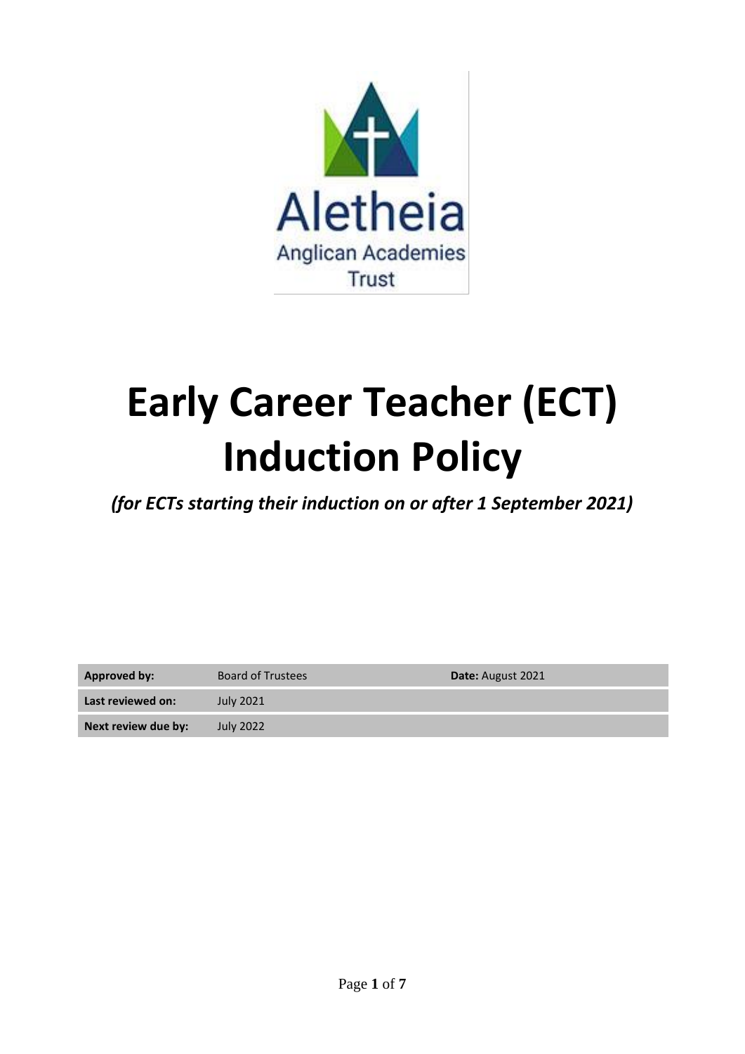Aletheia

Anglican Academies

Trust

# Early Career Teacher (ECT) Induction Policy

***(for ECTs starting their induction on or after 1 September 2021)***

| **Approved by:** | Board of Trustees | **Date:** August 2021 |
| --- | --- | --- |
| **Last reviewed on:** | July 2021 | |
| **Next review due by:** | July 2022 | |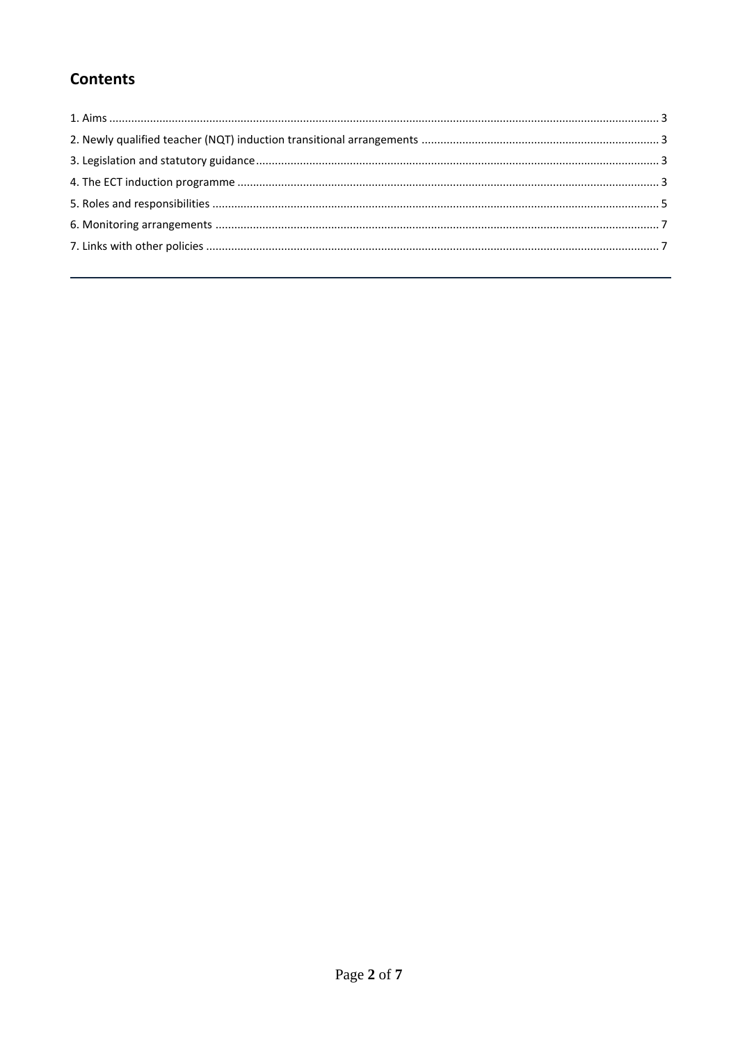## Contents

1. Aims ..... 3
2. Newly qualified teacher (NQT) induction transitional arrangements ..... 3
3. Legislation and statutory guidance ..... 3
4. The ECT induction programme ..... 3
5. Roles and responsibilities ..... 5
6. Monitoring arrangements ..... 7
7. Links with other policies ..... 7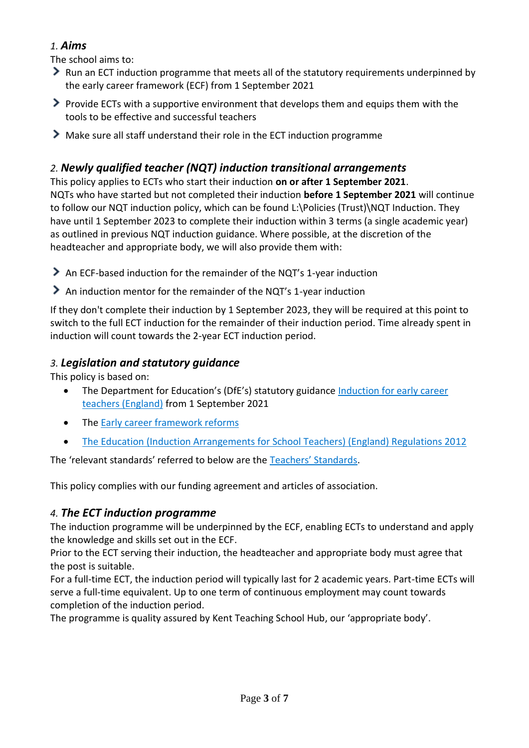## 1. *Aims*

The school aims to:

- Run an ECT induction programme that meets all of the statutory requirements underpinned by the early career framework (ECF) from 1 September 2021
- Provide ECTs with a supportive environment that develops them and equips them with the tools to be effective and successful teachers
- Make sure all staff understand their role in the ECT induction programme

## 2. *Newly qualified teacher (NQT) induction transitional arrangements*

This policy applies to ECTs who start their induction **on or after 1 September 2021**.
NQTs who have started but not completed their induction **before 1 September 2021** will continue to follow our NQT induction policy, which can be found L:\Policies (Trust)\NQT Induction. They have until 1 September 2023 to complete their induction within 3 terms (a single academic year) as outlined in previous NQT induction guidance. Where possible, at the discretion of the headteacher and appropriate body, we will also provide them with:

- An ECF-based induction for the remainder of the NQT's 1-year induction
- An induction mentor for the remainder of the NQT's 1-year induction

If they don't complete their induction by 1 September 2023, they will be required at this point to switch to the full ECT induction for the remainder of their induction period. Time already spent in induction will count towards the 2-year ECT induction period.

## 3. *Legislation and statutory guidance*

This policy is based on:

- The Department for Education's (DfE's) statutory guidance [Induction for early career teachers (England)] from 1 September 2021
- The [Early career framework reforms]
- [The Education (Induction Arrangements for School Teachers) (England) Regulations 2012]

The 'relevant standards' referred to below are the [Teachers' Standards].

This policy complies with our funding agreement and articles of association.

## 4. *The ECT induction programme*

The induction programme will be underpinned by the ECF, enabling ECTs to understand and apply the knowledge and skills set out in the ECF.
Prior to the ECT serving their induction, the headteacher and appropriate body must agree that the post is suitable.
For a full-time ECT, the induction period will typically last for 2 academic years. Part-time ECTs will serve a full-time equivalent. Up to one term of continuous employment may count towards completion of the induction period.
The programme is quality assured by Kent Teaching School Hub, our 'appropriate body'.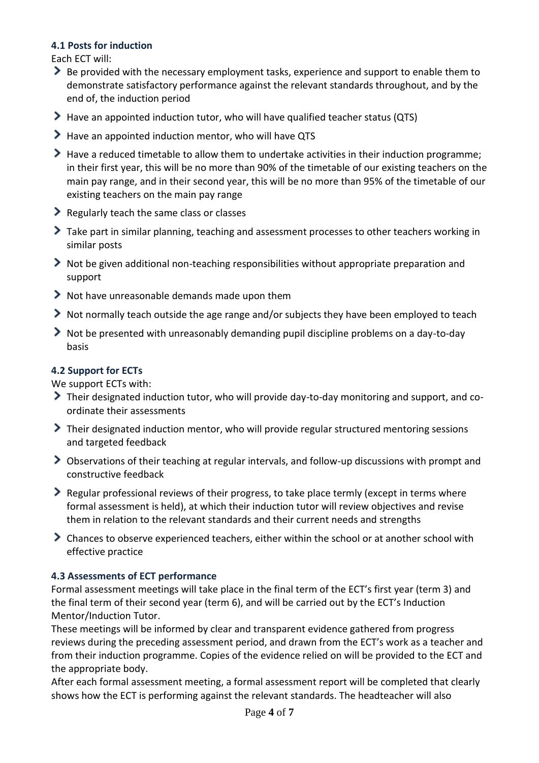### 4.1 Posts for induction

Each ECT will:

- Be provided with the necessary employment tasks, experience and support to enable them to demonstrate satisfactory performance against the relevant standards throughout, and by the end of, the induction period
- Have an appointed induction tutor, who will have qualified teacher status (QTS)
- Have an appointed induction mentor, who will have QTS
- Have a reduced timetable to allow them to undertake activities in their induction programme; in their first year, this will be no more than 90% of the timetable of our existing teachers on the main pay range, and in their second year, this will be no more than 95% of the timetable of our existing teachers on the main pay range
- Regularly teach the same class or classes
- Take part in similar planning, teaching and assessment processes to other teachers working in similar posts
- Not be given additional non-teaching responsibilities without appropriate preparation and support
- Not have unreasonable demands made upon them
- Not normally teach outside the age range and/or subjects they have been employed to teach
- Not be presented with unreasonably demanding pupil discipline problems on a day-to-day basis

### 4.2 Support for ECTs

We support ECTs with:

- Their designated induction tutor, who will provide day-to-day monitoring and support, and co-ordinate their assessments
- Their designated induction mentor, who will provide regular structured mentoring sessions and targeted feedback
- Observations of their teaching at regular intervals, and follow-up discussions with prompt and constructive feedback
- Regular professional reviews of their progress, to take place termly (except in terms where formal assessment is held), at which their induction tutor will review objectives and revise them in relation to the relevant standards and their current needs and strengths
- Chances to observe experienced teachers, either within the school or at another school with effective practice

### 4.3 Assessments of ECT performance

Formal assessment meetings will take place in the final term of the ECT's first year (term 3) and the final term of their second year (term 6), and will be carried out by the ECT's Induction Mentor/Induction Tutor.

These meetings will be informed by clear and transparent evidence gathered from progress reviews during the preceding assessment period, and drawn from the ECT's work as a teacher and from their induction programme. Copies of the evidence relied on will be provided to the ECT and the appropriate body.

After each formal assessment meeting, a formal assessment report will be completed that clearly shows how the ECT is performing against the relevant standards. The headteacher will also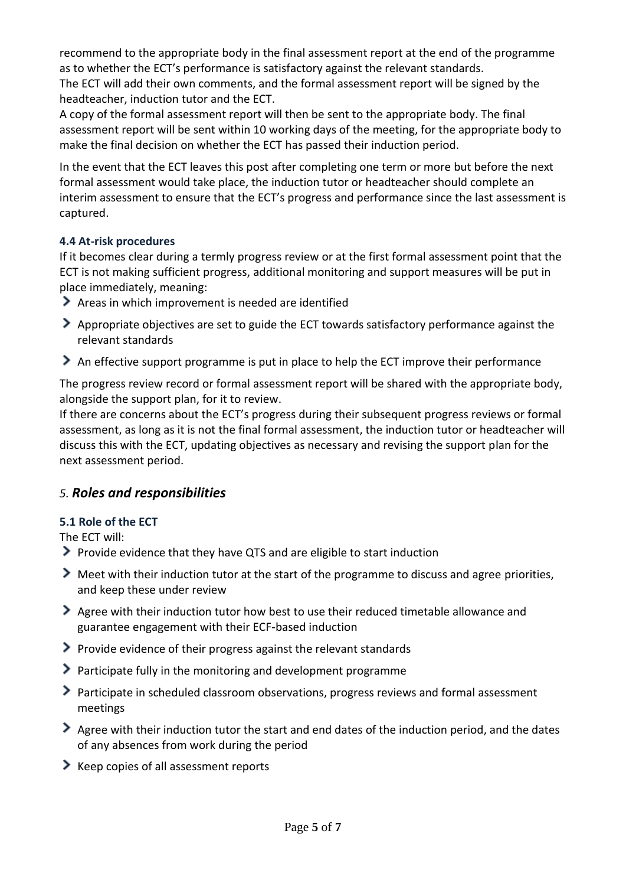recommend to the appropriate body in the final assessment report at the end of the programme as to whether the ECT's performance is satisfactory against the relevant standards.
The ECT will add their own comments, and the formal assessment report will be signed by the headteacher, induction tutor and the ECT.
A copy of the formal assessment report will then be sent to the appropriate body. The final assessment report will be sent within 10 working days of the meeting, for the appropriate body to make the final decision on whether the ECT has passed their induction period.

In the event that the ECT leaves this post after completing one term or more but before the next formal assessment would take place, the induction tutor or headteacher should complete an interim assessment to ensure that the ECT's progress and performance since the last assessment is captured.

### 4.4 At-risk procedures

If it becomes clear during a termly progress review or at the first formal assessment point that the ECT is not making sufficient progress, additional monitoring and support measures will be put in place immediately, meaning:

- Areas in which improvement is needed are identified
- Appropriate objectives are set to guide the ECT towards satisfactory performance against the relevant standards
- An effective support programme is put in place to help the ECT improve their performance

The progress review record or formal assessment report will be shared with the appropriate body, alongside the support plan, for it to review.
If there are concerns about the ECT's progress during their subsequent progress reviews or formal assessment, as long as it is not the final formal assessment, the induction tutor or headteacher will discuss this with the ECT, updating objectives as necessary and revising the support plan for the next assessment period.

## 5. *Roles and responsibilities*

### 5.1 Role of the ECT

The ECT will:

- Provide evidence that they have QTS and are eligible to start induction
- Meet with their induction tutor at the start of the programme to discuss and agree priorities, and keep these under review
- Agree with their induction tutor how best to use their reduced timetable allowance and guarantee engagement with their ECF-based induction
- Provide evidence of their progress against the relevant standards
- Participate fully in the monitoring and development programme
- Participate in scheduled classroom observations, progress reviews and formal assessment meetings
- Agree with their induction tutor the start and end dates of the induction period, and the dates of any absences from work during the period
- Keep copies of all assessment reports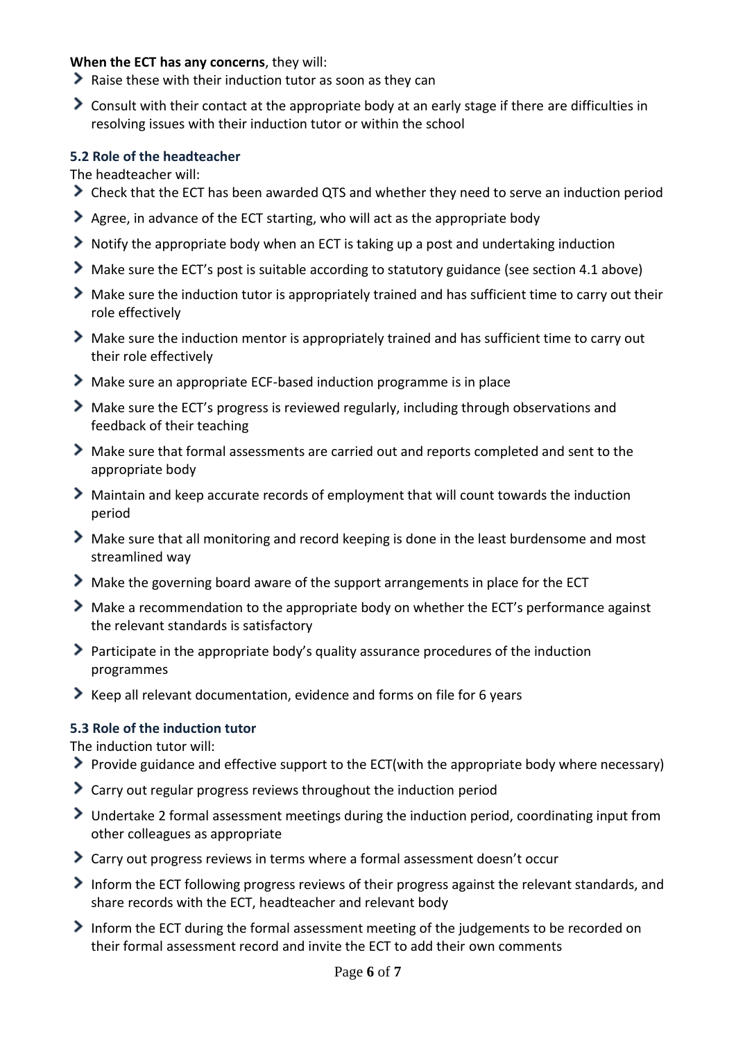**When the ECT has any concerns**, they will:

- Raise these with their induction tutor as soon as they can
- Consult with their contact at the appropriate body at an early stage if there are difficulties in resolving issues with their induction tutor or within the school

### 5.2 Role of the headteacher

The headteacher will:

- Check that the ECT has been awarded QTS and whether they need to serve an induction period
- Agree, in advance of the ECT starting, who will act as the appropriate body
- Notify the appropriate body when an ECT is taking up a post and undertaking induction
- Make sure the ECT's post is suitable according to statutory guidance (see section 4.1 above)
- Make sure the induction tutor is appropriately trained and has sufficient time to carry out their role effectively
- Make sure the induction mentor is appropriately trained and has sufficient time to carry out their role effectively
- Make sure an appropriate ECF-based induction programme is in place
- Make sure the ECT's progress is reviewed regularly, including through observations and feedback of their teaching
- Make sure that formal assessments are carried out and reports completed and sent to the appropriate body
- Maintain and keep accurate records of employment that will count towards the induction period
- Make sure that all monitoring and record keeping is done in the least burdensome and most streamlined way
- Make the governing board aware of the support arrangements in place for the ECT
- Make a recommendation to the appropriate body on whether the ECT's performance against the relevant standards is satisfactory
- Participate in the appropriate body's quality assurance procedures of the induction programmes
- Keep all relevant documentation, evidence and forms on file for 6 years

### 5.3 Role of the induction tutor

The induction tutor will:

- Provide guidance and effective support to the ECT(with the appropriate body where necessary)
- Carry out regular progress reviews throughout the induction period
- Undertake 2 formal assessment meetings during the induction period, coordinating input from other colleagues as appropriate
- Carry out progress reviews in terms where a formal assessment doesn't occur
- Inform the ECT following progress reviews of their progress against the relevant standards, and share records with the ECT, headteacher and relevant body
- Inform the ECT during the formal assessment meeting of the judgements to be recorded on their formal assessment record and invite the ECT to add their own comments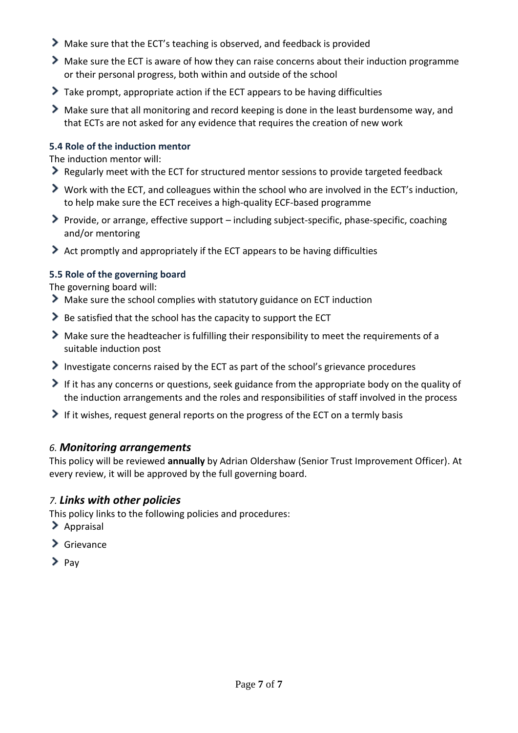- Make sure that the ECT's teaching is observed, and feedback is provided
- Make sure the ECT is aware of how they can raise concerns about their induction programme or their personal progress, both within and outside of the school
- Take prompt, appropriate action if the ECT appears to be having difficulties
- Make sure that all monitoring and record keeping is done in the least burdensome way, and that ECTs are not asked for any evidence that requires the creation of new work

#### 5.4 Role of the induction mentor

The induction mentor will:

- Regularly meet with the ECT for structured mentor sessions to provide targeted feedback
- Work with the ECT, and colleagues within the school who are involved in the ECT's induction, to help make sure the ECT receives a high-quality ECF-based programme
- Provide, or arrange, effective support – including subject-specific, phase-specific, coaching and/or mentoring
- Act promptly and appropriately if the ECT appears to be having difficulties

#### 5.5 Role of the governing board

The governing board will:

- Make sure the school complies with statutory guidance on ECT induction
- Be satisfied that the school has the capacity to support the ECT
- Make sure the headteacher is fulfilling their responsibility to meet the requirements of a suitable induction post
- Investigate concerns raised by the ECT as part of the school's grievance procedures
- If it has any concerns or questions, seek guidance from the appropriate body on the quality of the induction arrangements and the roles and responsibilities of staff involved in the process
- If it wishes, request general reports on the progress of the ECT on a termly basis

## *6. Monitoring arrangements*

This policy will be reviewed **annually** by Adrian Oldershaw (Senior Trust Improvement Officer). At every review, it will be approved by the full governing board.

## *7. Links with other policies*

This policy links to the following policies and procedures:

- Appraisal
- Grievance
- Pay